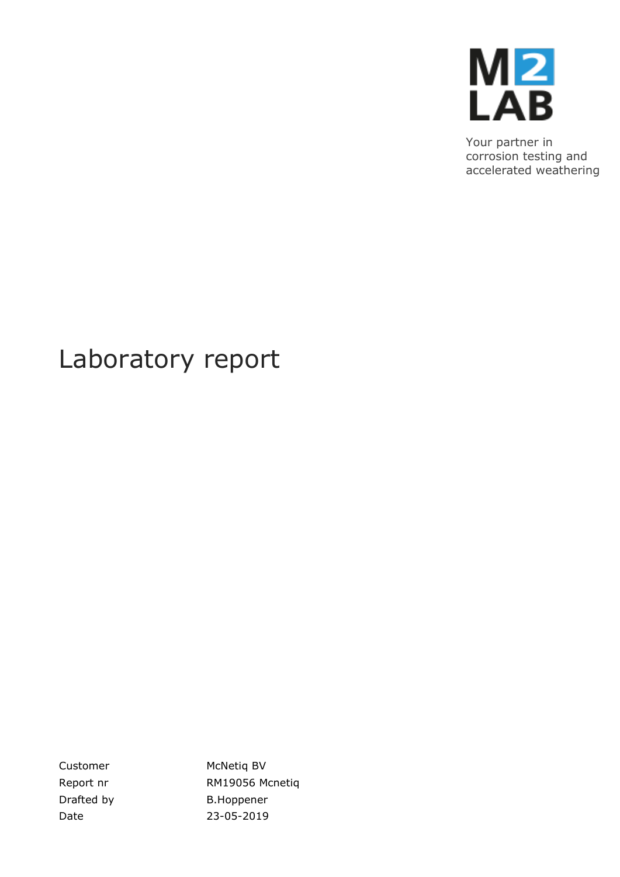M2 LAB

Your partner in corrosion testing and accelerated weathering

# Laboratory report

| | |
|---|---|
| Customer | McNetiq BV |
| Report nr | RM19056 Mcnetiq |
| Drafted by | B.Hoppener |
| Date | 23-05-2019 |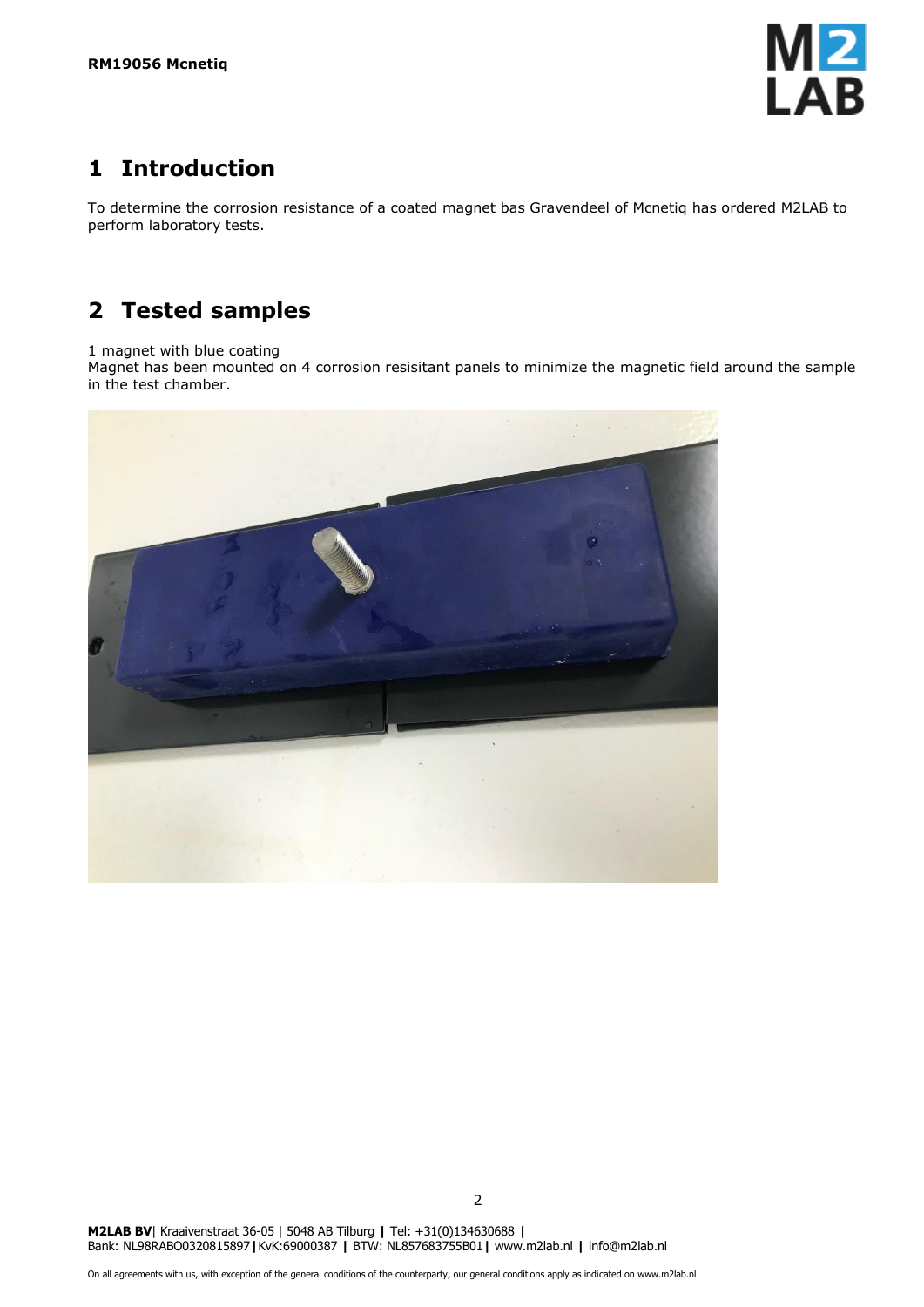# 1 Introduction

To determine the corrosion resistance of a coated magnet bas Gravendeel of Mcnetiq has ordered M2LAB to perform laboratory tests.

# 2 Tested samples

1 magnet with blue coating
Magnet has been mounted on 4 corrosion resisitant panels to minimize the magnetic field around the sample in the test chamber.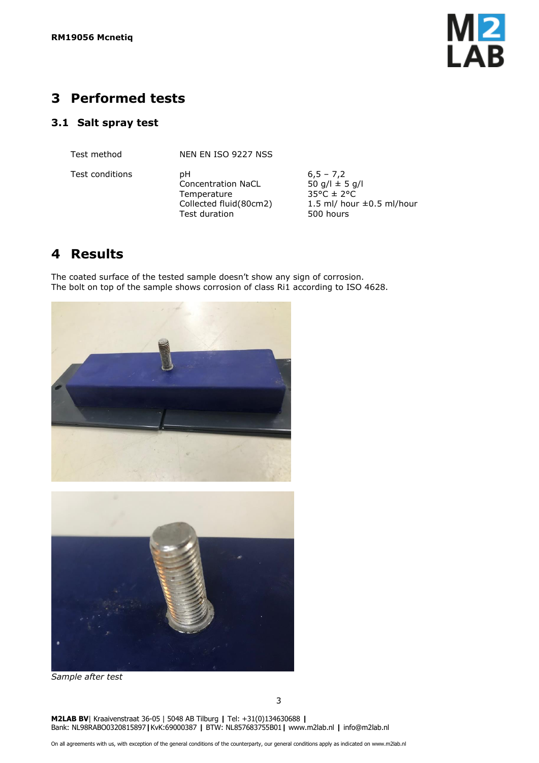# 3 Performed tests

## 3.1 Salt spray test

| | | |
|---|---|---|
| Test method | NEN EN ISO 9227 NSS | |
| Test conditions | pH | 6,5 – 7,2 |
| | Concentration NaCL | 50 g/l ± 5 g/l |
| | Temperature | 35°C ± 2°C |
| | Collected fluid(80cm2) | 1.5 ml/ hour ±0.5 ml/hour |
| | Test duration | 500 hours |

# 4 Results

The coated surface of the tested sample doesn't show any sign of corrosion.
The bolt on top of the sample shows corrosion of class Ri1 according to ISO 4628.

*Sample after test*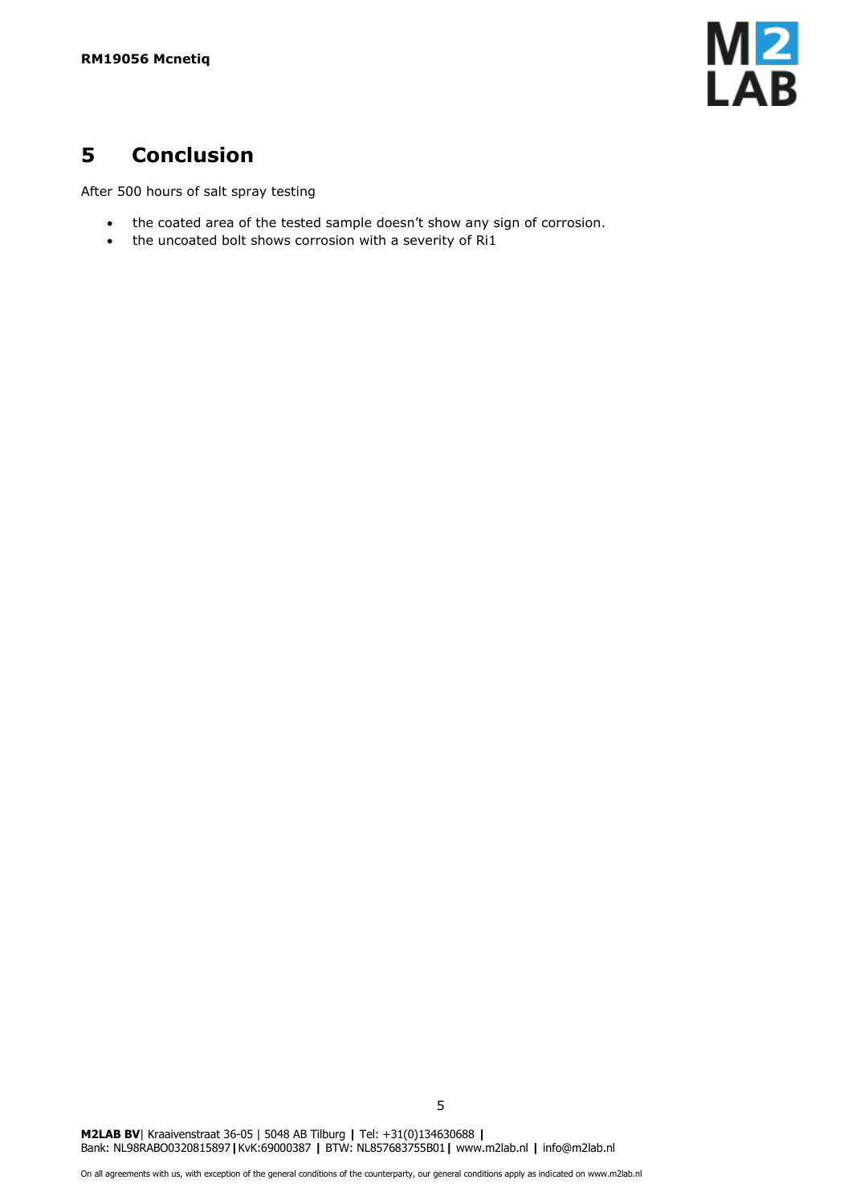# 5 Conclusion

After 500 hours of salt spray testing

- the coated area of the tested sample doesn't show any sign of corrosion.
- the uncoated bolt shows corrosion with a severity of Ri1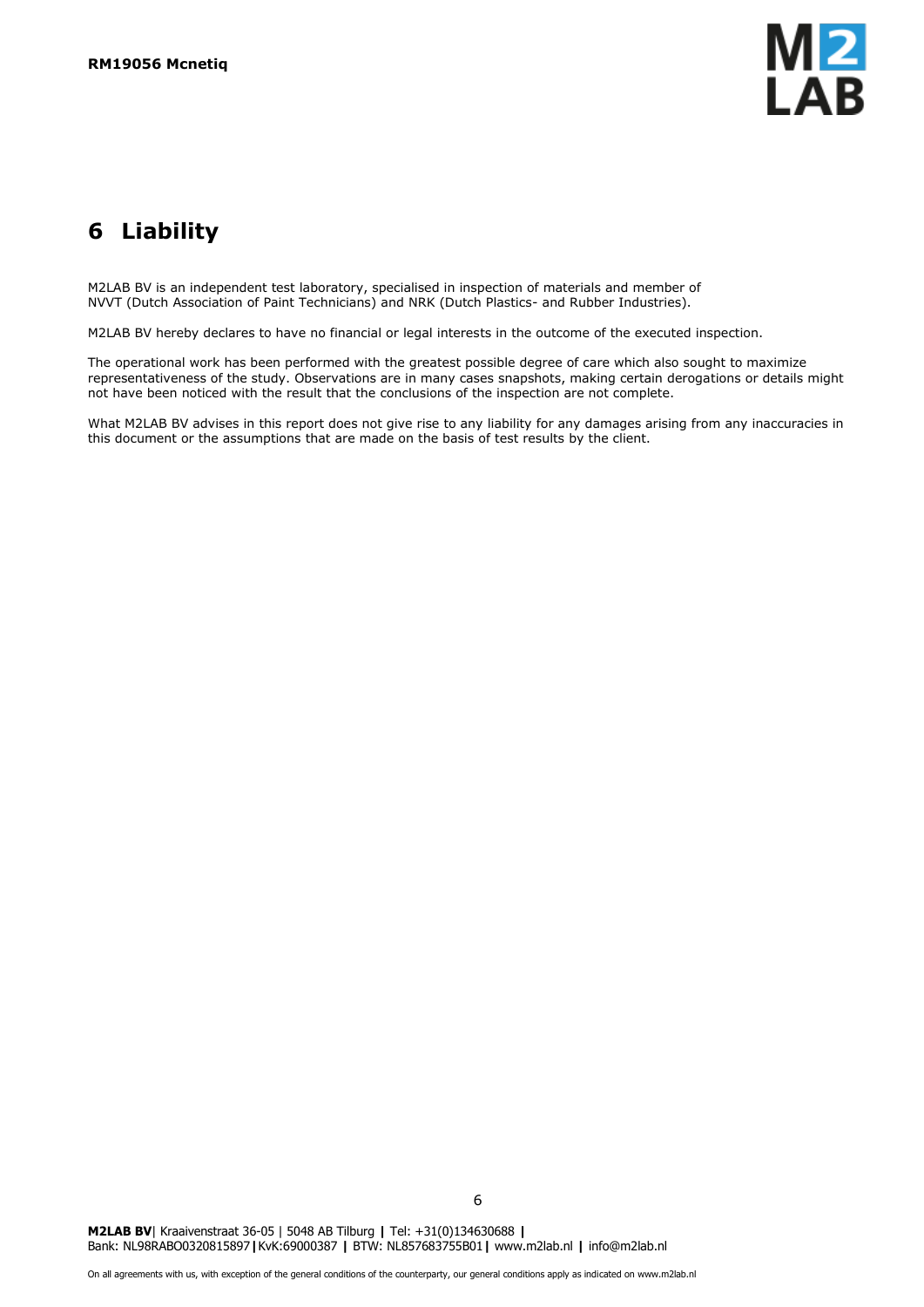# 6 Liability

M2LAB BV is an independent test laboratory, specialised in inspection of materials and member of NVVT (Dutch Association of Paint Technicians) and NRK (Dutch Plastics- and Rubber Industries).

M2LAB BV hereby declares to have no financial or legal interests in the outcome of the executed inspection.

The operational work has been performed with the greatest possible degree of care which also sought to maximize representativeness of the study. Observations are in many cases snapshots, making certain derogations or details might not have been noticed with the result that the conclusions of the inspection are not complete.

What M2LAB BV advises in this report does not give rise to any liability for any damages arising from any inaccuracies in this document or the assumptions that are made on the basis of test results by the client.